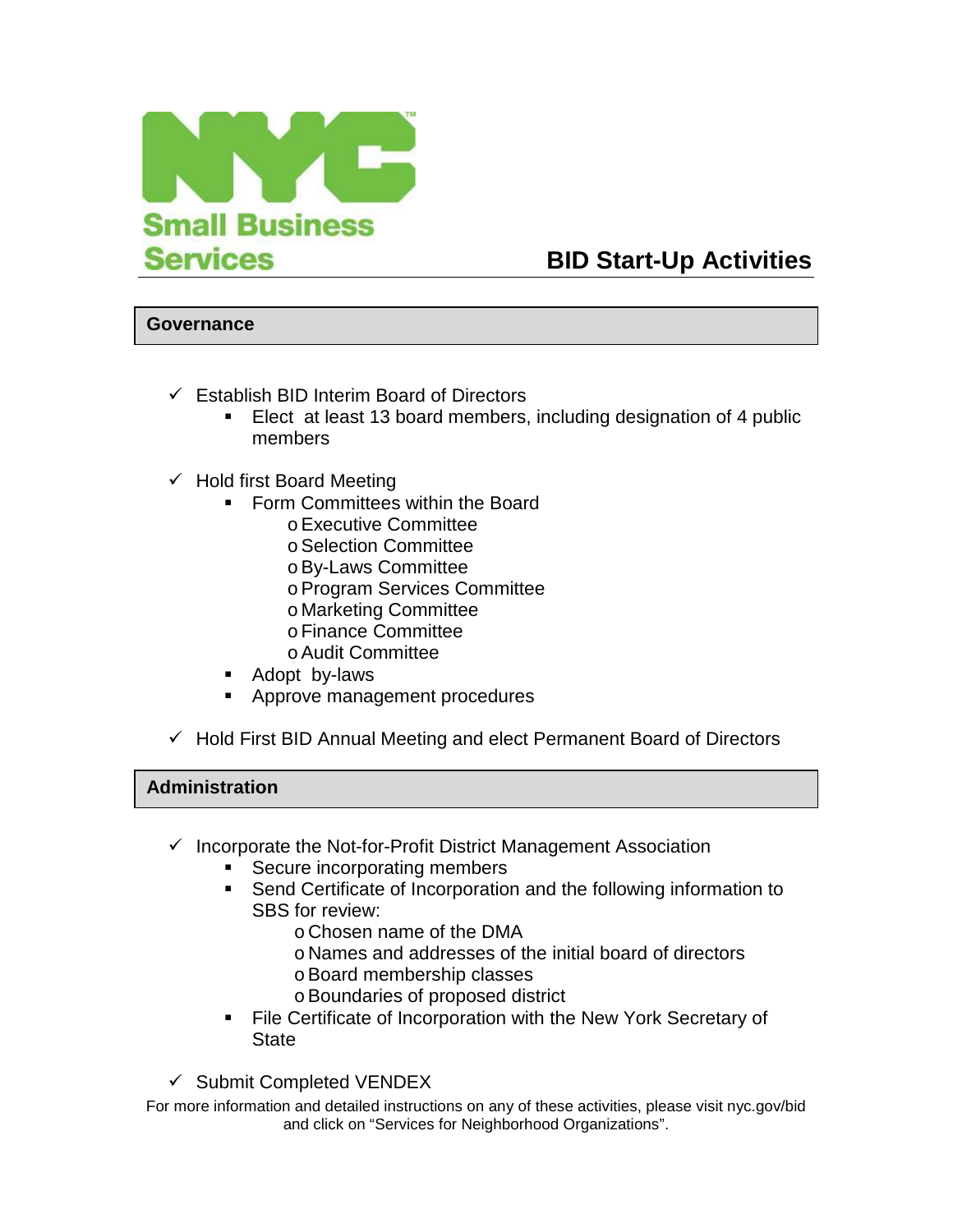NYC Small Business Services

# BID Start-Up Activities

## Governance

- ✓ Establish BID Interim Board of Directors
  - Elect at least 13 board members, including designation of 4 public members
- ✓ Hold first Board Meeting
  - Form Committees within the Board
    - Executive Committee
    - Selection Committee
    - By-Laws Committee
    - Program Services Committee
    - Marketing Committee
    - Finance Committee
    - Audit Committee
  - Adopt by-laws
  - Approve management procedures
- ✓ Hold First BID Annual Meeting and elect Permanent Board of Directors

## Administration

- ✓ Incorporate the Not-for-Profit District Management Association
  - Secure incorporating members
  - Send Certificate of Incorporation and the following information to SBS for review:
    - Chosen name of the DMA
    - Names and addresses of the initial board of directors
    - Board membership classes
    - Boundaries of proposed district
  - File Certificate of Incorporation with the New York Secretary of State
- ✓ Submit Completed VENDEX

For more information and detailed instructions on any of these activities, please visit nyc.gov/bid and click on "Services for Neighborhood Organizations".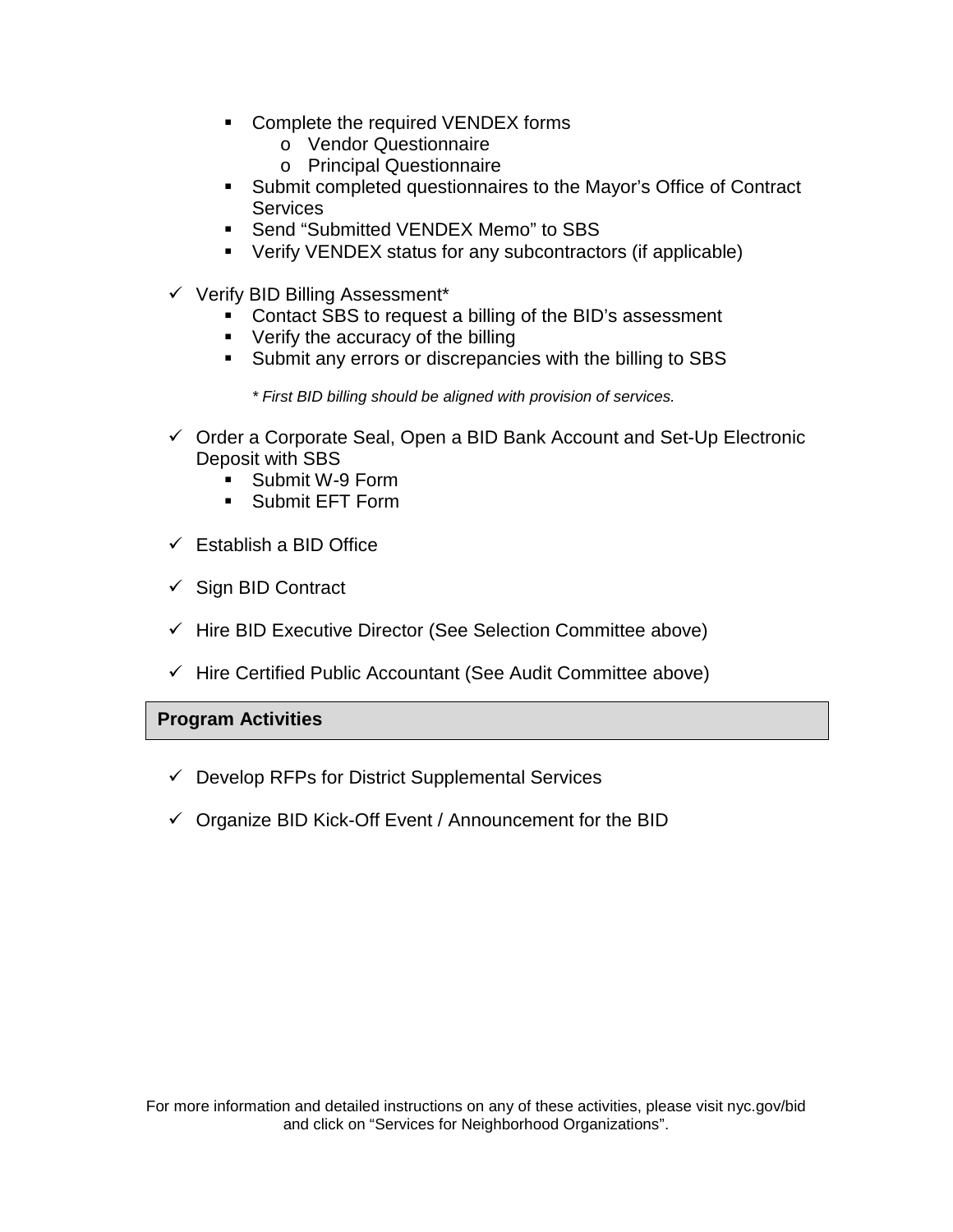- Complete the required VENDEX forms
    - Vendor Questionnaire
    - Principal Questionnaire
- Submit completed questionnaires to the Mayor's Office of Contract Services
- Send "Submitted VENDEX Memo" to SBS
- Verify VENDEX status for any subcontractors (if applicable)

- ✓ Verify BID Billing Assessment*
    - Contact SBS to request a billing of the BID's assessment
    - Verify the accuracy of the billing
    - Submit any errors or discrepancies with the billing to SBS

    *\* First BID billing should be aligned with provision of services.*

- ✓ Order a Corporate Seal, Open a BID Bank Account and Set-Up Electronic Deposit with SBS
    - Submit W-9 Form
    - Submit EFT Form

- ✓ Establish a BID Office

- ✓ Sign BID Contract

- ✓ Hire BID Executive Director (See Selection Committee above)

- ✓ Hire Certified Public Accountant (See Audit Committee above)

## Program Activities

- ✓ Develop RFPs for District Supplemental Services

- ✓ Organize BID Kick-Off Event / Announcement for the BID

For more information and detailed instructions on any of these activities, please visit nyc.gov/bid and click on "Services for Neighborhood Organizations".